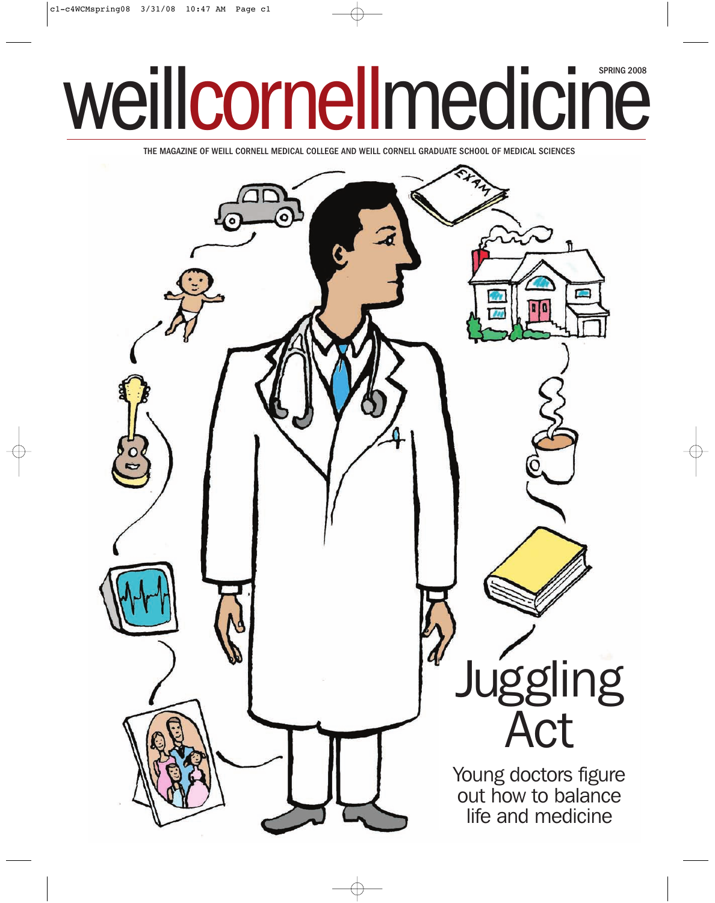# weillcornellmedicine

SPRING 2008

THE MAGAZINE OF WEILL CORNELL MEDICAL COLLEGE AND WEILL CORNELL GRADUATE SCHOOL OF MEDICAL SCIENCES

## Juggling Act

Young doctors figure out how to balance life and medicine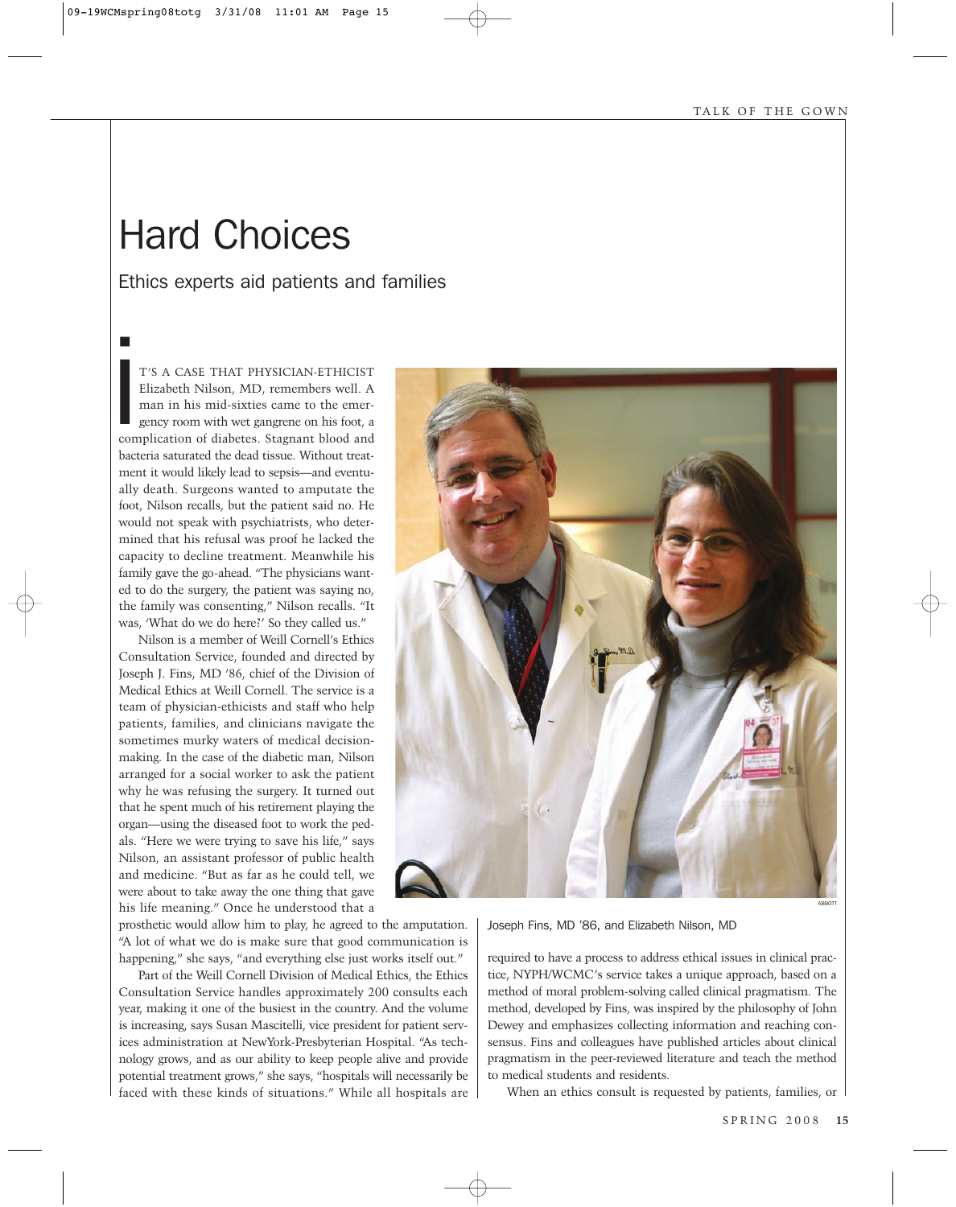# Hard Choices

## Ethics experts aid patients and families

IT'S A CASE THAT PHYSICIAN-ETHICIST Elizabeth Nilson, MD, remembers well. A man in his mid-sixties came to the emergency room with wet gangrene on his foot, a complication of diabetes. Stagnant blood and bacteria saturated the dead tissue. Without treatment it would likely lead to sepsis—and eventually death. Surgeons wanted to amputate the foot, Nilson recalls, but the patient said no. He would not speak with psychiatrists, who determined that his refusal was proof he lacked the capacity to decline treatment. Meanwhile his family gave the go-ahead. "The physicians wanted to do the surgery, the patient was saying no, the family was consenting," Nilson recalls. "It was, 'What do we do here?' So they called us."

Nilson is a member of Weill Cornell's Ethics Consultation Service, founded and directed by Joseph J. Fins, MD '86, chief of the Division of Medical Ethics at Weill Cornell. The service is a team of physician-ethicists and staff who help patients, families, and clinicians navigate the sometimes murky waters of medical decision-making. In the case of the diabetic man, Nilson arranged for a social worker to ask the patient why he was refusing the surgery. It turned out that he spent much of his retirement playing the organ—using the diseased foot to work the pedals. "Here we were trying to save his life," says Nilson, an assistant professor of public health and medicine. "But as far as he could tell, we were about to take away the one thing that gave his life meaning." Once he understood that a prosthetic would allow him to play, he agreed to the amputation. "A lot of what we do is make sure that good communication is happening," she says, "and everything else just works itself out."

Part of the Weill Cornell Division of Medical Ethics, the Ethics Consultation Service handles approximately 200 consults each year, making it one of the busiest in the country. And the volume is increasing, says Susan Mascitelli, vice president for patient services administration at NewYork-Presbyterian Hospital. "As technology grows, and as our ability to keep people alive and provide potential treatment grows," she says, "hospitals will necessarily be faced with these kinds of situations." While all hospitals are required to have a process to address ethical issues in clinical practice, NYPH/WCMC's service takes a unique approach, based on a method of moral problem-solving called clinical pragmatism. The method, developed by Fins, was inspired by the philosophy of John Dewey and emphasizes collecting information and reaching consensus. Fins and colleagues have published articles about clinical pragmatism in the peer-reviewed literature and teach the method to medical students and residents.

ABBOTT

Joseph Fins, MD '86, and Elizabeth Nilson, MD

When an ethics consult is requested by patients, families, or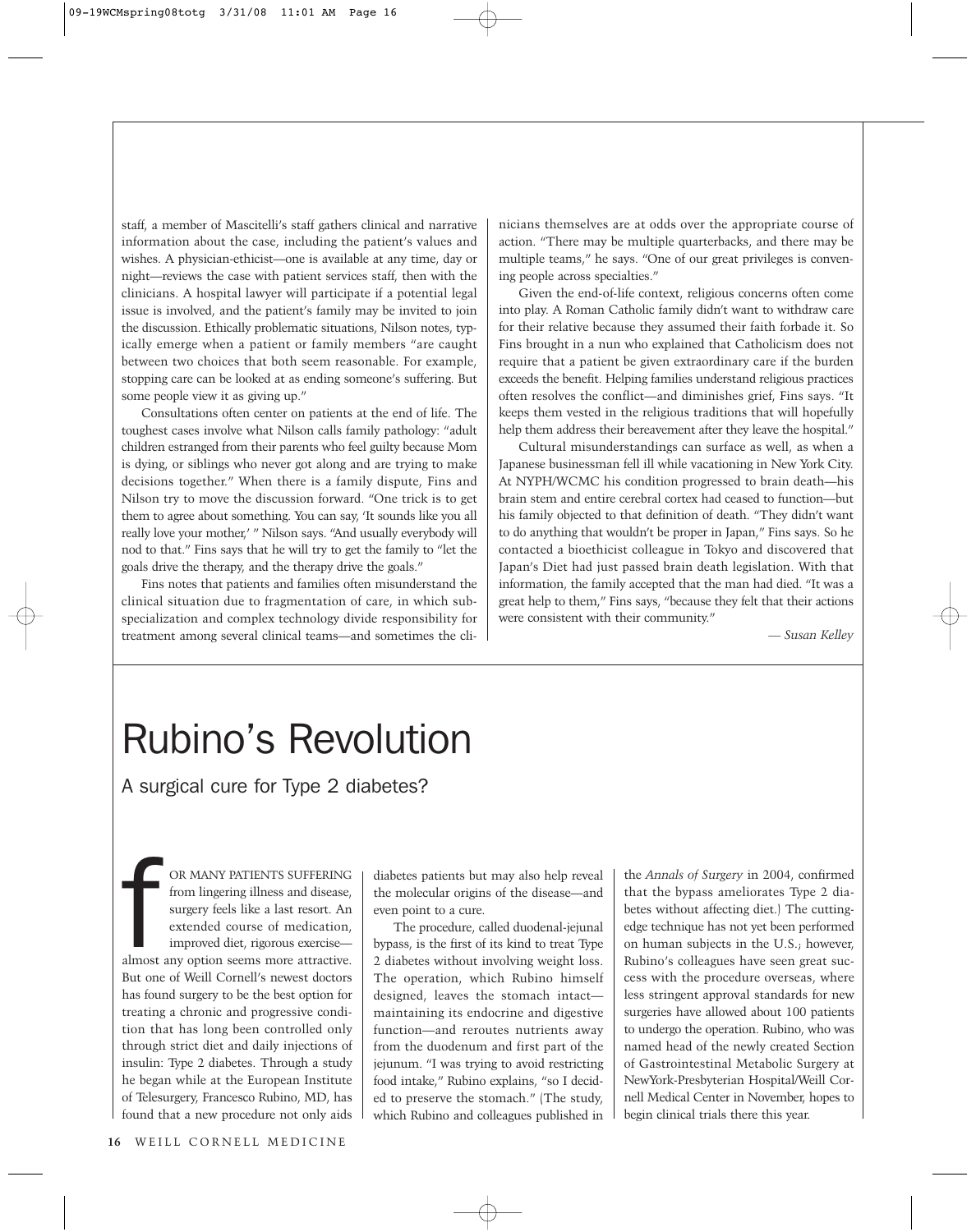staff, a member of Mascitelli's staff gathers clinical and narrative information about the case, including the patient's values and wishes. A physician-ethicist—one is available at any time, day or night—reviews the case with patient services staff, then with the clinicians. A hospital lawyer will participate if a potential legal issue is involved, and the patient's family may be invited to join the discussion. Ethically problematic situations, Nilson notes, typically emerge when a patient or family members "are caught between two choices that both seem reasonable. For example, stopping care can be looked at as ending someone's suffering. But some people view it as giving up."

Consultations often center on patients at the end of life. The toughest cases involve what Nilson calls family pathology: "adult children estranged from their parents who feel guilty because Mom is dying, or siblings who never got along and are trying to make decisions together." When there is a family dispute, Fins and Nilson try to move the discussion forward. "One trick is to get them to agree about something. You can say, 'It sounds like you all really love your mother,' " Nilson says. "And usually everybody will nod to that." Fins says that he will try to get the family to "let the goals drive the therapy, and the therapy drive the goals."

Fins notes that patients and families often misunderstand the clinical situation due to fragmentation of care, in which subspecialization and complex technology divide responsibility for treatment among several clinical teams—and sometimes the clinicians themselves are at odds over the appropriate course of action. "There may be multiple quarterbacks, and there may be multiple teams," he says. "One of our great privileges is convening people across specialties."

Given the end-of-life context, religious concerns often come into play. A Roman Catholic family didn't want to withdraw care for their relative because they assumed their faith forbade it. So Fins brought in a nun who explained that Catholicism does not require that a patient be given extraordinary care if the burden exceeds the benefit. Helping families understand religious practices often resolves the conflict—and diminishes grief, Fins says. "It keeps them vested in the religious traditions that will hopefully help them address their bereavement after they leave the hospital."

Cultural misunderstandings can surface as well, as when a Japanese businessman fell ill while vacationing in New York City. At NYPH/WCMC his condition progressed to brain death—his brain stem and entire cerebral cortex had ceased to function—but his family objected to that definition of death. "They didn't want to do anything that wouldn't be proper in Japan," Fins says. So he contacted a bioethicist colleague in Tokyo and discovered that Japan's Diet had just passed brain death legislation. With that information, the family accepted that the man had died. "It was a great help to them," Fins says, "because they felt that their actions were consistent with their community."

*— Susan Kelley*

# Rubino's Revolution

## A surgical cure for Type 2 diabetes?

FOR MANY PATIENTS SUFFERING from lingering illness and disease, surgery feels like a last resort. An extended course of medication, improved diet, rigorous exercise—almost any option seems more attractive. But one of Weill Cornell's newest doctors has found surgery to be the best option for treating a chronic and progressive condition that has long been controlled only through strict diet and daily injections of insulin: Type 2 diabetes. Through a study he began while at the European Institute of Telesurgery, Francesco Rubino, MD, has found that a new procedure not only aids diabetes patients but may also help reveal the molecular origins of the disease—and even point to a cure.

The procedure, called duodenal-jejunal bypass, is the first of its kind to treat Type 2 diabetes without involving weight loss. The operation, which Rubino himself designed, leaves the stomach intact—maintaining its endocrine and digestive function—and reroutes nutrients away from the duodenum and first part of the jejunum. "I was trying to avoid restricting food intake," Rubino explains, "so I decided to preserve the stomach." (The study, which Rubino and colleagues published in the *Annals of Surgery* in 2004, confirmed that the bypass ameliorates Type 2 diabetes without affecting diet.) The cutting-edge technique has not yet been performed on human subjects in the U.S.; however, Rubino's colleagues have seen great success with the procedure overseas, where less stringent approval standards for new surgeries have allowed about 100 patients to undergo the operation. Rubino, who was named head of the newly created Section of Gastrointestinal Metabolic Surgery at NewYork-Presbyterian Hospital/Weill Cornell Medical Center in November, hopes to begin clinical trials there this year.